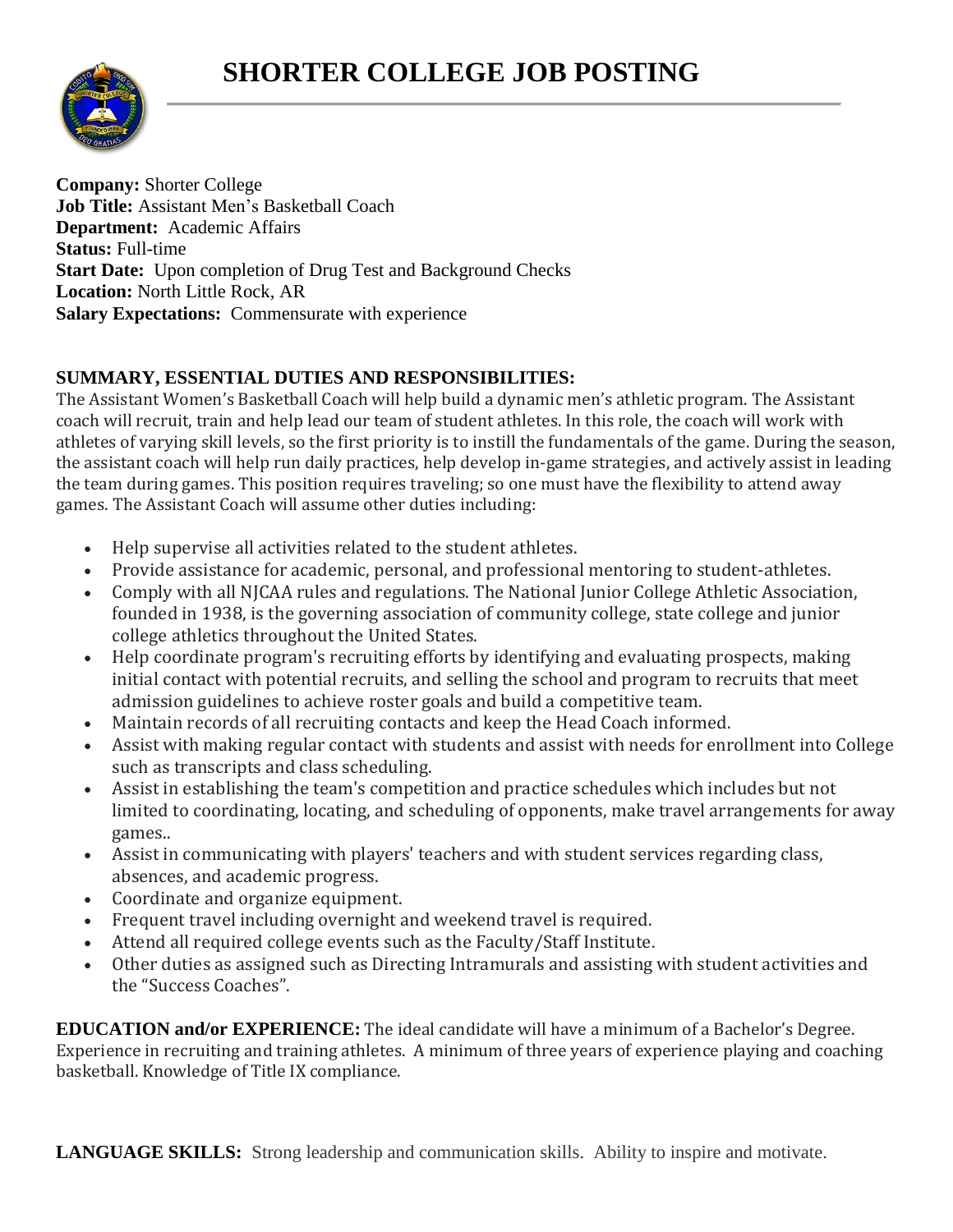# SHORTER COLLEGE JOB POSTING

**Company:** Shorter College
**Job Title:** Assistant Men's Basketball Coach
**Department:** Academic Affairs
**Status:** Full-time
**Start Date:** Upon completion of Drug Test and Background Checks
**Location:** North Little Rock, AR
**Salary Expectations:** Commensurate with experience

**SUMMARY, ESSENTIAL DUTIES AND RESPONSIBILITIES:**
The Assistant Women's Basketball Coach will help build a dynamic men's athletic program. The Assistant coach will recruit, train and help lead our team of student athletes. In this role, the coach will work with athletes of varying skill levels, so the first priority is to instill the fundamentals of the game. During the season, the assistant coach will help run daily practices, help develop in-game strategies, and actively assist in leading the team during games. This position requires traveling; so one must have the flexibility to attend away games. The Assistant Coach will assume other duties including:

- Help supervise all activities related to the student athletes.
- Provide assistance for academic, personal, and professional mentoring to student-athletes.
- Comply with all NJCAA rules and regulations. The National Junior College Athletic Association, founded in 1938, is the governing association of community college, state college and junior college athletics throughout the United States.
- Help coordinate program's recruiting efforts by identifying and evaluating prospects, making initial contact with potential recruits, and selling the school and program to recruits that meet admission guidelines to achieve roster goals and build a competitive team.
- Maintain records of all recruiting contacts and keep the Head Coach informed.
- Assist with making regular contact with students and assist with needs for enrollment into College such as transcripts and class scheduling.
- Assist in establishing the team's competition and practice schedules which includes but not limited to coordinating, locating, and scheduling of opponents, make travel arrangements for away games..
- Assist in communicating with players' teachers and with student services regarding class, absences, and academic progress.
- Coordinate and organize equipment.
- Frequent travel including overnight and weekend travel is required.
- Attend all required college events such as the Faculty/Staff Institute.
- Other duties as assigned such as Directing Intramurals and assisting with student activities and the "Success Coaches".

**EDUCATION and/or EXPERIENCE:** The ideal candidate will have a minimum of a Bachelor's Degree. Experience in recruiting and training athletes. A minimum of three years of experience playing and coaching basketball. Knowledge of Title IX compliance.

**LANGUAGE SKILLS:** Strong leadership and communication skills. Ability to inspire and motivate.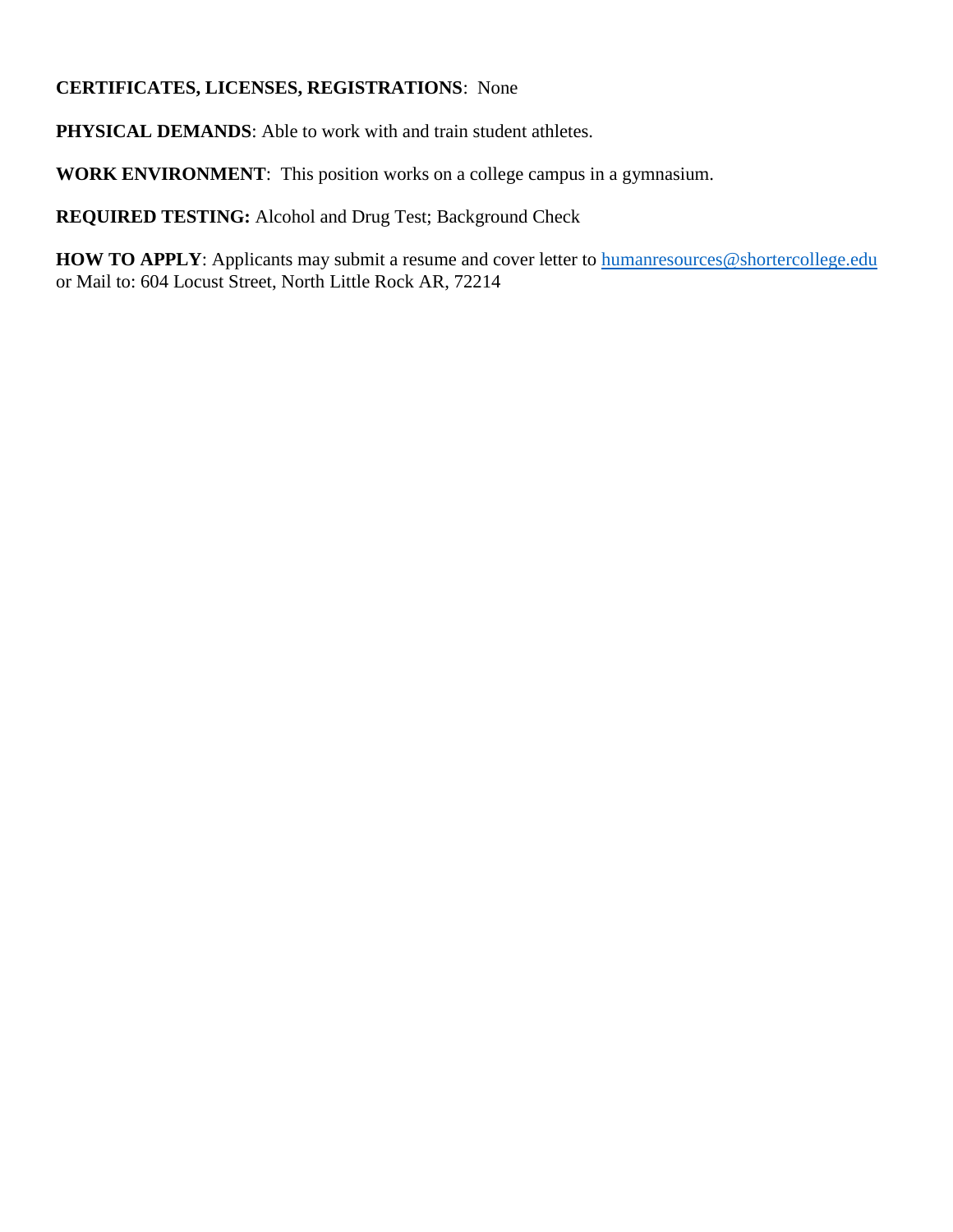**CERTIFICATES, LICENSES, REGISTRATIONS**: None

**PHYSICAL DEMANDS**: Able to work with and train student athletes.

**WORK ENVIRONMENT**: This position works on a college campus in a gymnasium.

**REQUIRED TESTING:** Alcohol and Drug Test; Background Check

**HOW TO APPLY**: Applicants may submit a resume and cover letter to humanresources@shortercollege.edu or Mail to: 604 Locust Street, North Little Rock AR, 72214